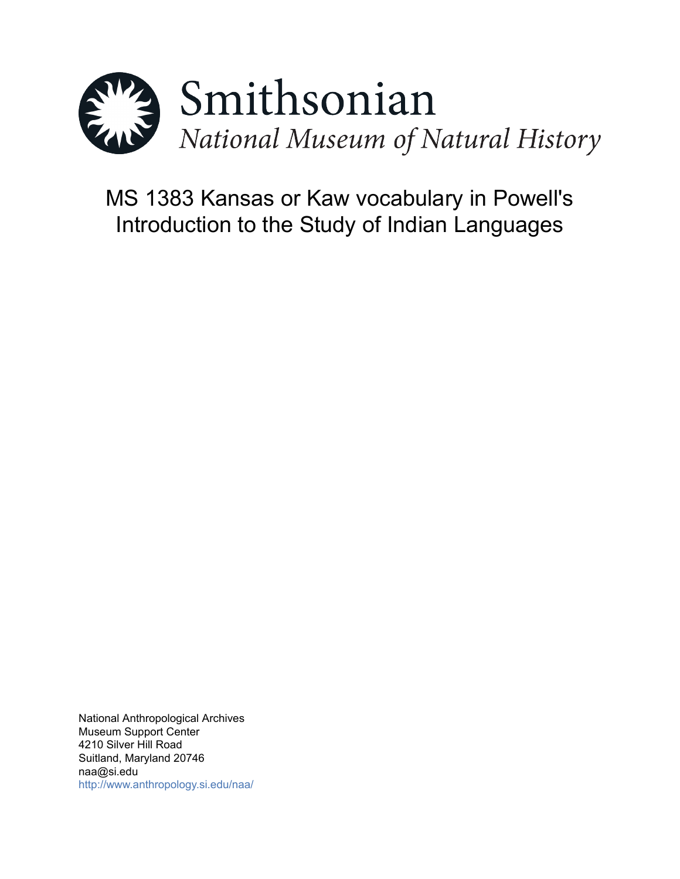Smithsonian

*National Museum of Natural History*

# MS 1383 Kansas or Kaw vocabulary in Powell's Introduction to the Study of Indian Languages

National Anthropological Archives
Museum Support Center
4210 Silver Hill Road
Suitland, Maryland 20746
naa@si.edu
http://www.anthropology.si.edu/naa/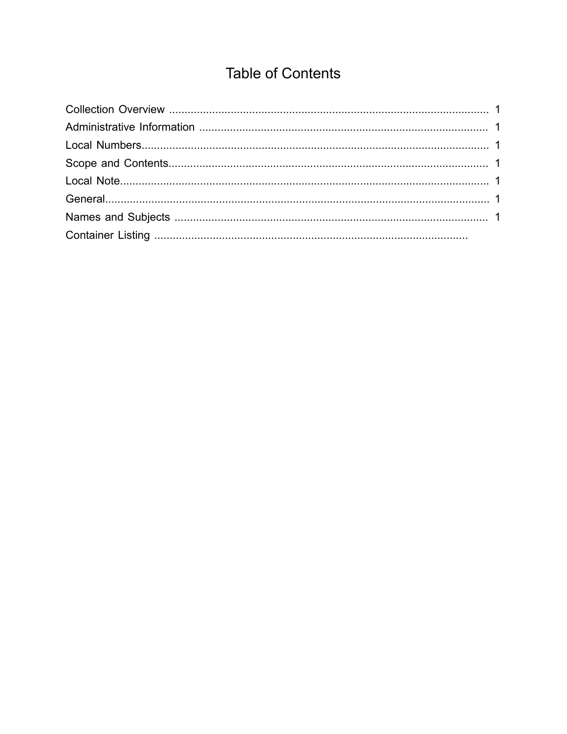# Table of Contents

Collection Overview ........................................................................................................ 1
Administrative Information .............................................................................................. 1
Local Numbers.................................................................................................................. 1
Scope and Contents......................................................................................................... 1
Local Note......................................................................................................................... 1
General.............................................................................................................................. 1
Names and Subjects ....................................................................................................... 1
Container Listing ........................................................................................................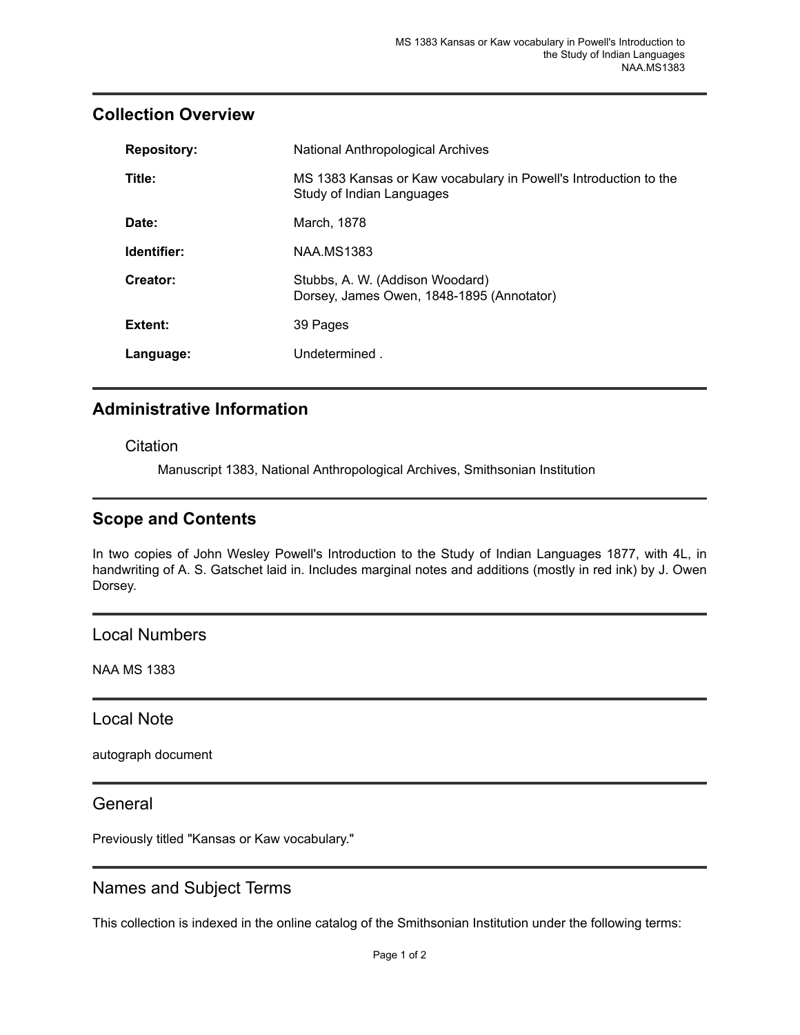## Collection Overview

| | |
|---|---|
| **Repository:** | National Anthropological Archives |
| **Title:** | MS 1383 Kansas or Kaw vocabulary in Powell's Introduction to the Study of Indian Languages |
| **Date:** | March, 1878 |
| **Identifier:** | NAA.MS1383 |
| **Creator:** | Stubbs, A. W. (Addison Woodard)<br>Dorsey, James Owen, 1848-1895 (Annotator) |
| **Extent:** | 39 Pages |
| **Language:** | Undetermined . |

## Administrative Information

### Citation

Manuscript 1383, National Anthropological Archives, Smithsonian Institution

## Scope and Contents

In two copies of John Wesley Powell's Introduction to the Study of Indian Languages 1877, with 4L, in handwriting of A. S. Gatschet laid in. Includes marginal notes and additions (mostly in red ink) by J. Owen Dorsey.

## Local Numbers

NAA MS 1383

## Local Note

autograph document

## General

Previously titled "Kansas or Kaw vocabulary."

## Names and Subject Terms

This collection is indexed in the online catalog of the Smithsonian Institution under the following terms: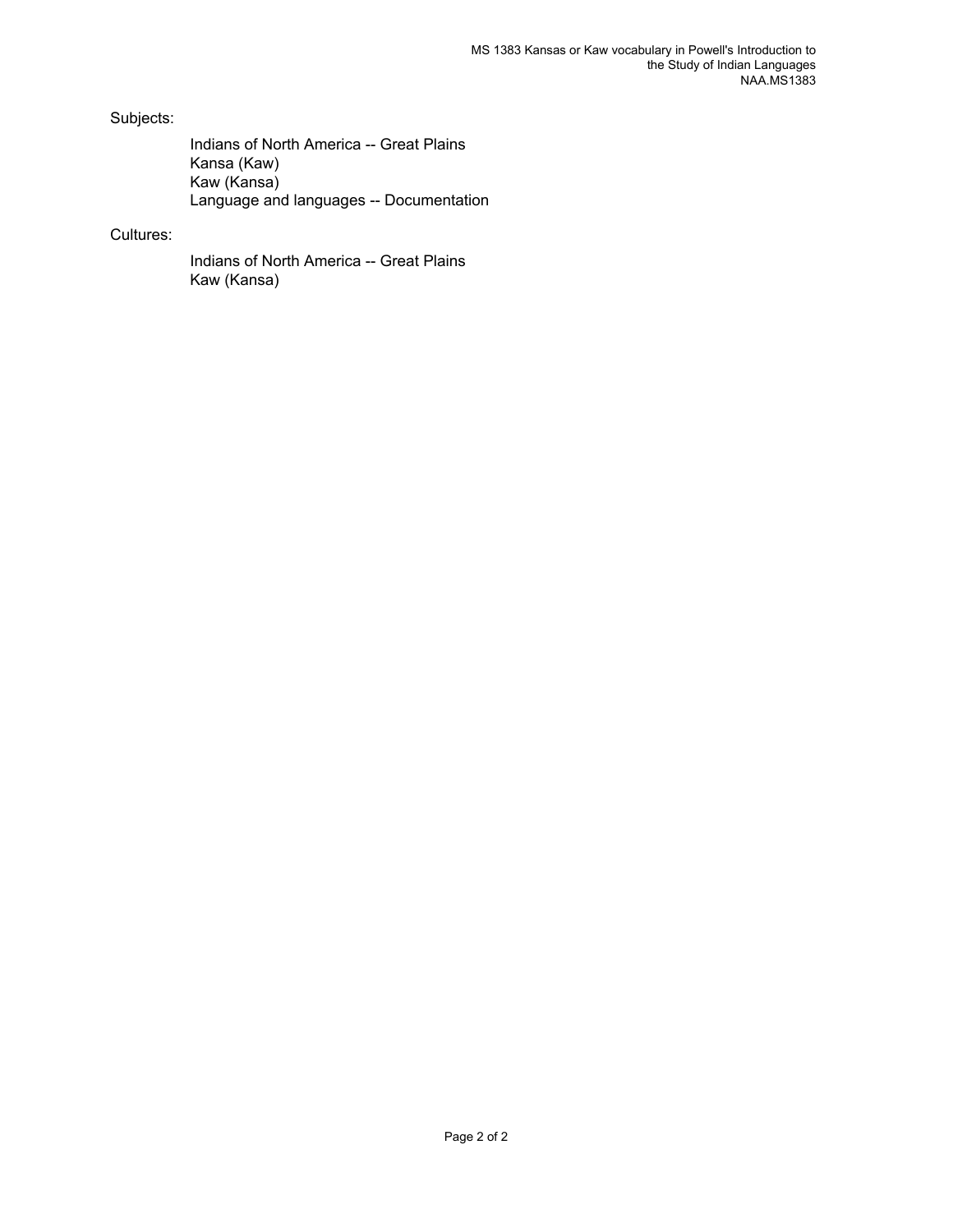Subjects:

- Indians of North America -- Great Plains
- Kansa (Kaw)
- Kaw (Kansa)
- Language and languages -- Documentation

Cultures:

- Indians of North America -- Great Plains
- Kaw (Kansa)